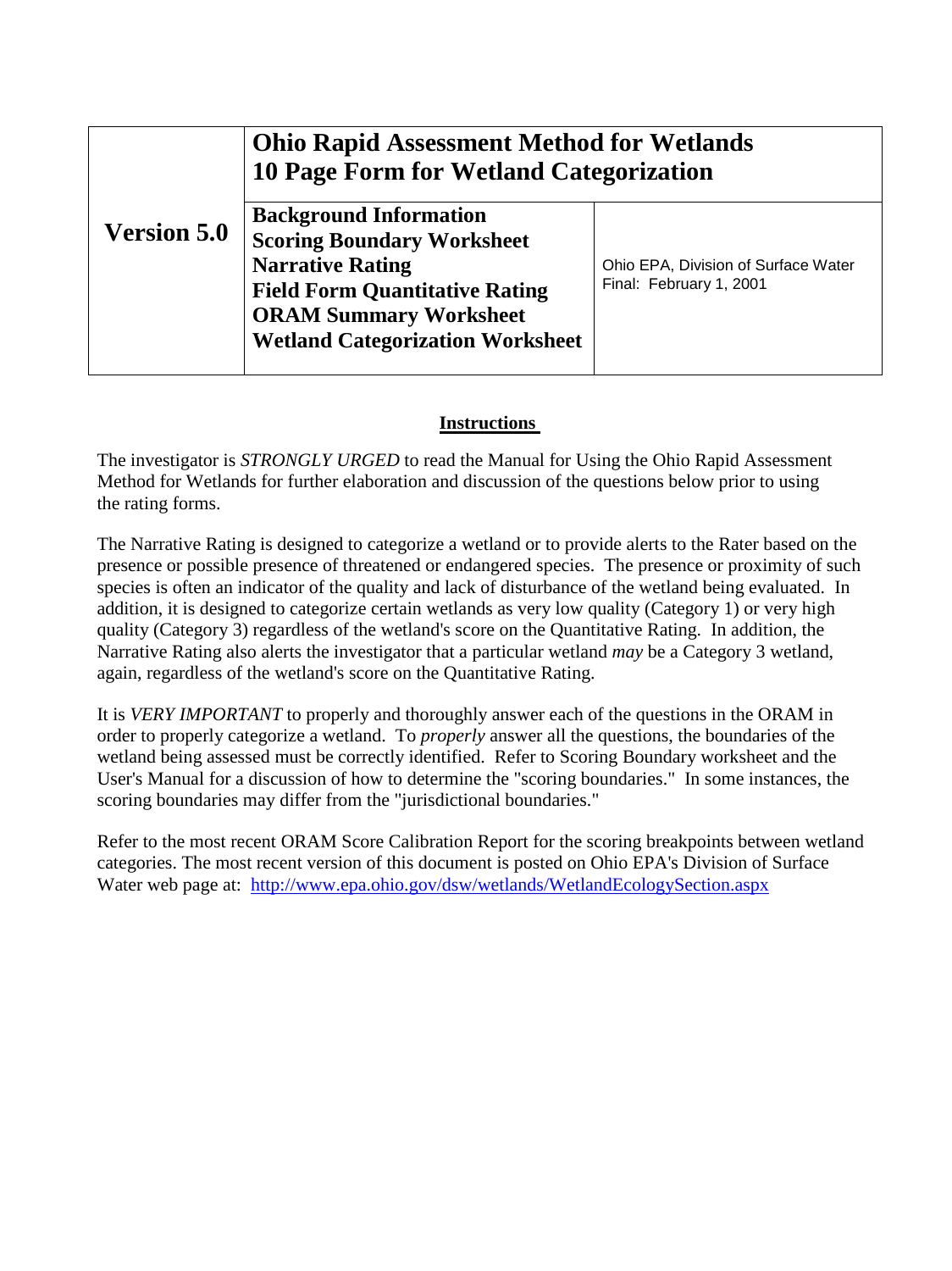| Version 5.0 | **Ohio Rapid Assessment Method for Wetlands**<br>**10 Page Form for Wetland Categorization** | |
|---|---|---|
| | **Background Information**<br>**Scoring Boundary Worksheet**<br>**Narrative Rating**<br>**Field Form Quantitative Rating**<br>**ORAM Summary Worksheet**<br>**Wetland Categorization Worksheet** | Ohio EPA, Division of Surface Water<br>Final: February 1, 2001 |

## Instructions

The investigator is *STRONGLY URGED* to read the Manual for Using the Ohio Rapid Assessment Method for Wetlands for further elaboration and discussion of the questions below prior to using the rating forms.

The Narrative Rating is designed to categorize a wetland or to provide alerts to the Rater based on the presence or possible presence of threatened or endangered species. The presence or proximity of such species is often an indicator of the quality and lack of disturbance of the wetland being evaluated. In addition, it is designed to categorize certain wetlands as very low quality (Category 1) or very high quality (Category 3) regardless of the wetland's score on the Quantitative Rating. In addition, the Narrative Rating also alerts the investigator that a particular wetland *may* be a Category 3 wetland, again, regardless of the wetland's score on the Quantitative Rating.

It is *VERY IMPORTANT* to properly and thoroughly answer each of the questions in the ORAM in order to properly categorize a wetland. To *properly* answer all the questions, the boundaries of the wetland being assessed must be correctly identified. Refer to Scoring Boundary worksheet and the User's Manual for a discussion of how to determine the "scoring boundaries." In some instances, the scoring boundaries may differ from the "jurisdictional boundaries."

Refer to the most recent ORAM Score Calibration Report for the scoring breakpoints between wetland categories. The most recent version of this document is posted on Ohio EPA's Division of Surface Water web page at: http://www.epa.ohio.gov/dsw/wetlands/WetlandEcologySection.aspx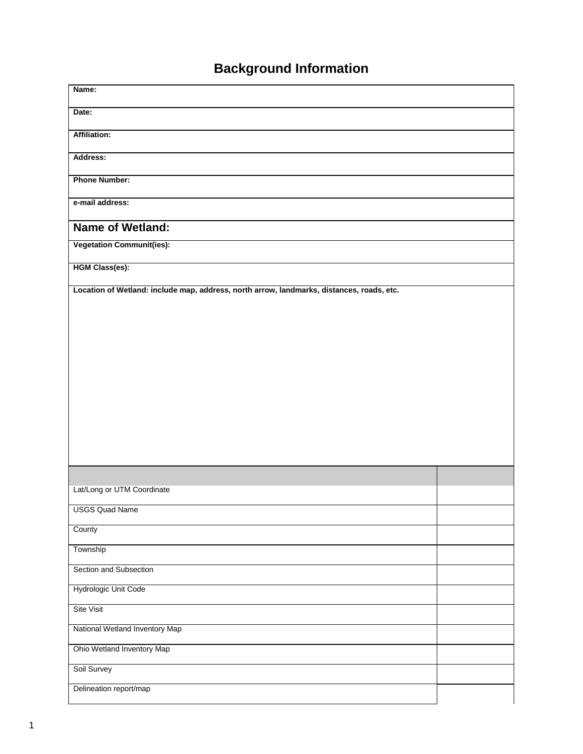# Background Information

**Name:**

**Date:**

**Affiliation:**

**Address:**

**Phone Number:**

**e-mail address:**

## Name of Wetland:

**Vegetation Communit(ies):**

**HGM Class(es):**

**Location of Wetland: include map, address, north arrow, landmarks, distances, roads, etc.**

| | |
|---|---|
| Lat/Long or UTM Coordinate | |
| USGS Quad Name | |
| County | |
| Township | |
| Section and Subsection | |
| Hydrologic Unit Code | |
| Site Visit | |
| National Wetland Inventory Map | |
| Ohio Wetland Inventory Map | |
| Soil Survey | |
| Delineation report/map | |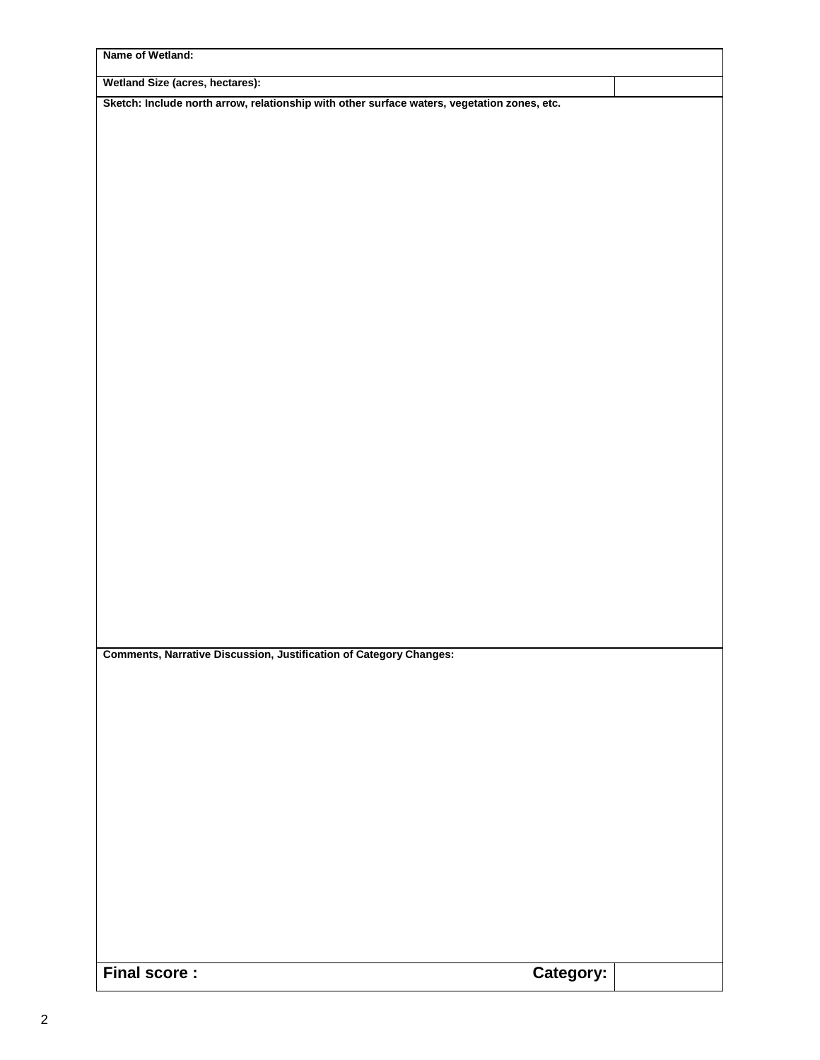| Name of Wetland: | |
|---|---|
| Wetland Size (acres, hectares): | |
| Sketch: Include north arrow, relationship with other surface waters, vegetation zones, etc. | |
| Comments, Narrative Discussion, Justification of Category Changes: | |
| **Final score :** **Category:** | |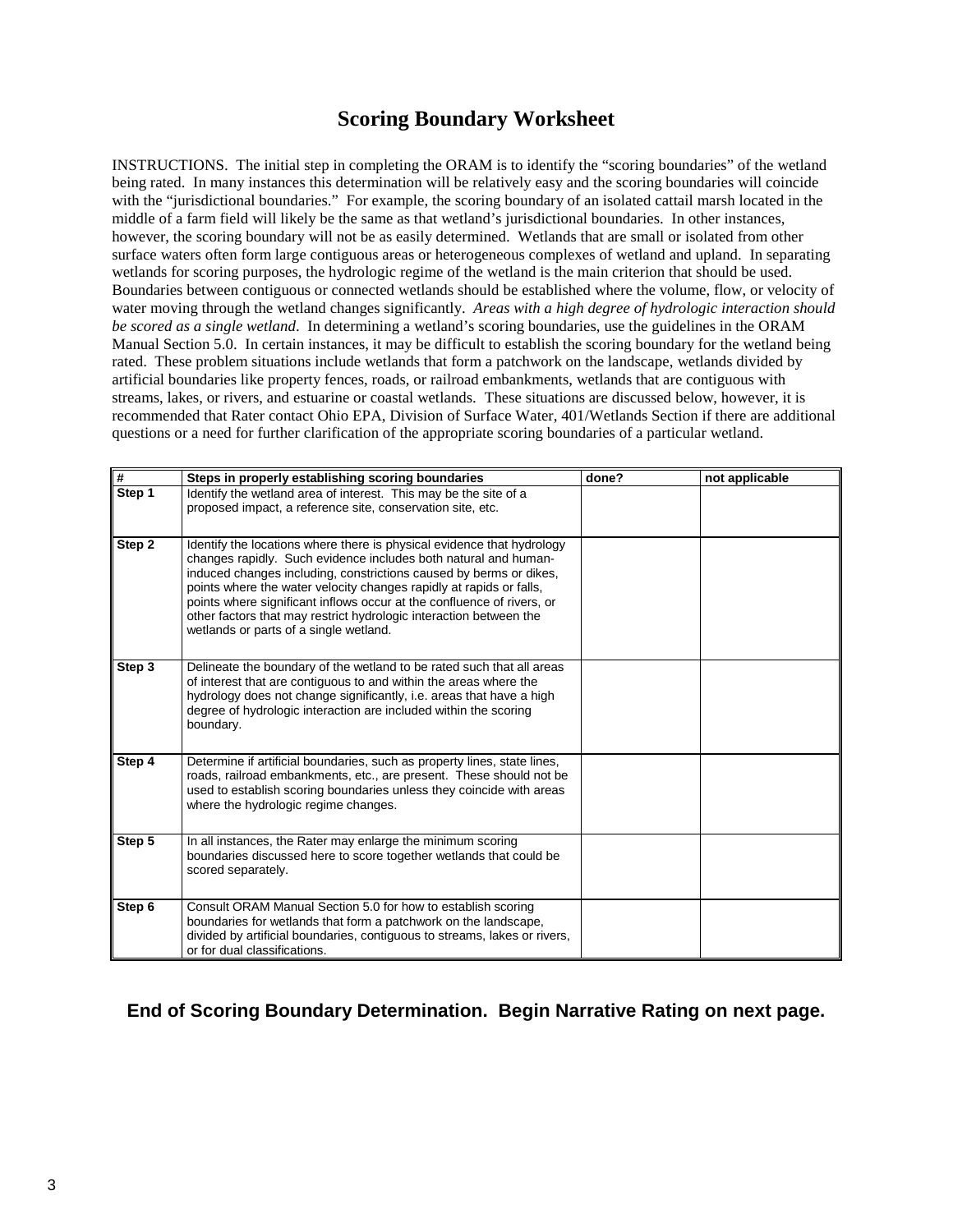# Scoring Boundary Worksheet

INSTRUCTIONS. The initial step in completing the ORAM is to identify the "scoring boundaries" of the wetland being rated. In many instances this determination will be relatively easy and the scoring boundaries will coincide with the "jurisdictional boundaries." For example, the scoring boundary of an isolated cattail marsh located in the middle of a farm field will likely be the same as that wetland's jurisdictional boundaries. In other instances, however, the scoring boundary will not be as easily determined. Wetlands that are small or isolated from other surface waters often form large contiguous areas or heterogeneous complexes of wetland and upland. In separating wetlands for scoring purposes, the hydrologic regime of the wetland is the main criterion that should be used. Boundaries between contiguous or connected wetlands should be established where the volume, flow, or velocity of water moving through the wetland changes significantly. *Areas with a high degree of hydrologic interaction should be scored as a single wetland*. In determining a wetland's scoring boundaries, use the guidelines in the ORAM Manual Section 5.0. In certain instances, it may be difficult to establish the scoring boundary for the wetland being rated. These problem situations include wetlands that form a patchwork on the landscape, wetlands divided by artificial boundaries like property fences, roads, or railroad embankments, wetlands that are contiguous with streams, lakes, or rivers, and estuarine or coastal wetlands. These situations are discussed below, however, it is recommended that Rater contact Ohio EPA, Division of Surface Water, 401/Wetlands Section if there are additional questions or a need for further clarification of the appropriate scoring boundaries of a particular wetland.

| # | Steps in properly establishing scoring boundaries | done? | not applicable |
|---|---|---|---|
| Step 1 | Identify the wetland area of interest. This may be the site of a proposed impact, a reference site, conservation site, etc. | | |
| Step 2 | Identify the locations where there is physical evidence that hydrology changes rapidly. Such evidence includes both natural and human-induced changes including, constrictions caused by berms or dikes, points where the water velocity changes rapidly at rapids or falls, points where significant inflows occur at the confluence of rivers, or other factors that may restrict hydrologic interaction between the wetlands or parts of a single wetland. | | |
| Step 3 | Delineate the boundary of the wetland to be rated such that all areas of interest that are contiguous to and within the areas where the hydrology does not change significantly, i.e. areas that have a high degree of hydrologic interaction are included within the scoring boundary. | | |
| Step 4 | Determine if artificial boundaries, such as property lines, state lines, roads, railroad embankments, etc., are present. These should not be used to establish scoring boundaries unless they coincide with areas where the hydrologic regime changes. | | |
| Step 5 | In all instances, the Rater may enlarge the minimum scoring boundaries discussed here to score together wetlands that could be scored separately. | | |
| Step 6 | Consult ORAM Manual Section 5.0 for how to establish scoring boundaries for wetlands that form a patchwork on the landscape, divided by artificial boundaries, contiguous to streams, lakes or rivers, or for dual classifications. | | |

**End of Scoring Boundary Determination. Begin Narrative Rating on next page.**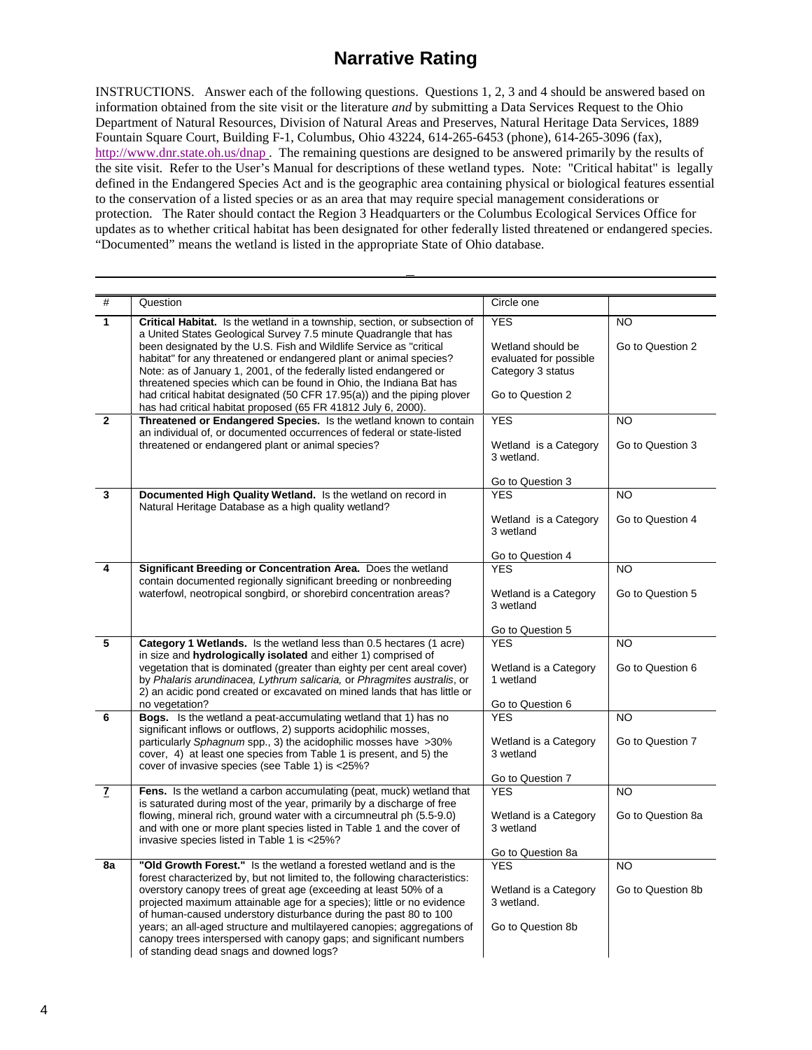# Narrative Rating

INSTRUCTIONS. Answer each of the following questions. Questions 1, 2, 3 and 4 should be answered based on information obtained from the site visit or the literature *and* by submitting a Data Services Request to the Ohio Department of Natural Resources, Division of Natural Areas and Preserves, Natural Heritage Data Services, 1889 Fountain Square Court, Building F-1, Columbus, Ohio 43224, 614-265-6453 (phone), 614-265-3096 (fax), http://www.dnr.state.oh.us/dnap . The remaining questions are designed to be answered primarily by the results of the site visit. Refer to the User's Manual for descriptions of these wetland types. Note: "Critical habitat" is legally defined in the Endangered Species Act and is the geographic area containing physical or biological features essential to the conservation of a listed species or as an area that may require special management considerations or protection. The Rater should contact the Region 3 Headquarters or the Columbus Ecological Services Office for updates as to whether critical habitat has been designated for other federally listed threatened or endangered species. "Documented" means the wetland is listed in the appropriate State of Ohio database.

| # | Question | Circle one | |
|---|---|---|---|
| **1** | **Critical Habitat.** Is the wetland in a township, section, or subsection of a United States Geological Survey 7.5 minute Quadrangle that has been designated by the U.S. Fish and Wildlife Service as "critical habitat" for any threatened or endangered plant or animal species? Note: as of January 1, 2001, of the federally listed endangered or threatened species which can be found in Ohio, the Indiana Bat has had critical habitat designated (50 CFR 17.95(a)) and the piping plover has had critical habitat proposed (65 FR 41812 July 6, 2000). | YES<br><br>Wetland should be evaluated for possible Category 3 status<br><br>Go to Question 2 | NO<br><br>Go to Question 2 |
| **2** | **Threatened or Endangered Species.** Is the wetland known to contain an individual of, or documented occurrences of federal or state-listed threatened or endangered plant or animal species? | YES<br><br>Wetland is a Category 3 wetland.<br><br>Go to Question 3 | NO<br><br>Go to Question 3 |
| **3** | **Documented High Quality Wetland.** Is the wetland on record in Natural Heritage Database as a high quality wetland? | YES<br><br>Wetland is a Category 3 wetland<br><br>Go to Question 4 | NO<br><br>Go to Question 4 |
| **4** | **Significant Breeding or Concentration Area.** Does the wetland contain documented regionally significant breeding or nonbreeding waterfowl, neotropical songbird, or shorebird concentration areas? | YES<br><br>Wetland is a Category 3 wetland<br><br>Go to Question 5 | NO<br><br>Go to Question 5 |
| **5** | **Category 1 Wetlands.** Is the wetland less than 0.5 hectares (1 acre) in size and **hydrologically isolated** and either 1) comprised of vegetation that is dominated (greater than eighty per cent areal cover) by *Phalaris arundinacea, Lythrum salicaria,* or *Phragmites australis*, or 2) an acidic pond created or excavated on mined lands that has little or no vegetation? | YES<br><br>Wetland is a Category 1 wetland<br><br>Go to Question 6 | NO<br><br>Go to Question 6 |
| **6** | **Bogs.** Is the wetland a peat-accumulating wetland that 1) has no significant inflows or outflows, 2) supports acidophilic mosses, particularly *Sphagnum* spp., 3) the acidophilic mosses have >30% cover, 4) at least one species from Table 1 is present, and 5) the cover of invasive species (see Table 1) is <25%? | YES<br><br>Wetland is a Category 3 wetland<br><br>Go to Question 7 | NO<br><br>Go to Question 7 |
| **7** | **Fens.** Is the wetland a carbon accumulating (peat, muck) wetland that is saturated during most of the year, primarily by a discharge of free flowing, mineral rich, ground water with a circumneutral ph (5.5-9.0) and with one or more plant species listed in Table 1 and the cover of invasive species listed in Table 1 is <25%? | YES<br><br>Wetland is a Category 3 wetland<br><br>Go to Question 8a | NO<br><br>Go to Question 8a |
| **8a** | **"Old Growth Forest."** Is the wetland a forested wetland and is the forest characterized by, but not limited to, the following characteristics: overstory canopy trees of great age (exceeding at least 50% of a projected maximum attainable age for a species); little or no evidence of human-caused understory disturbance during the past 80 to 100 years; an all-aged structure and multilayered canopies; aggregations of canopy trees interspersed with canopy gaps; and significant numbers of standing dead snags and downed logs? | YES<br><br>Wetland is a Category 3 wetland.<br><br>Go to Question 8b | NO<br><br>Go to Question 8b |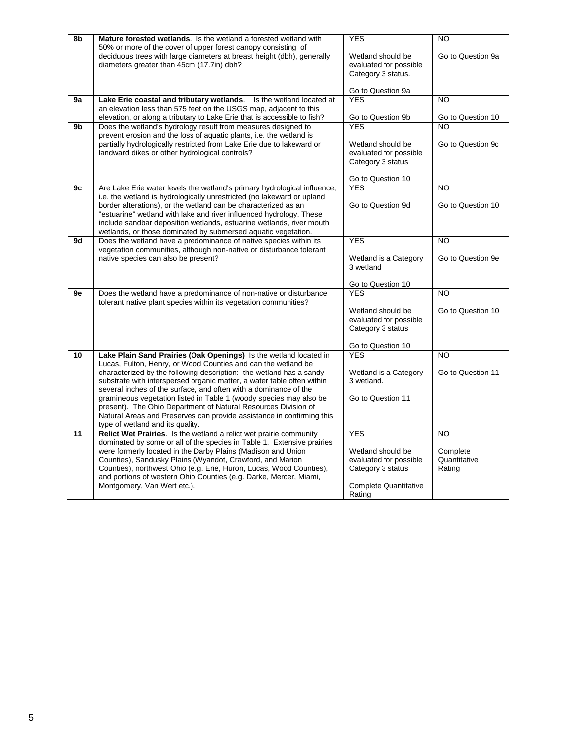| | | | |
|---|---|---|---|
| 8b | **Mature forested wetlands**. Is the wetland a forested wetland with 50% or more of the cover of upper forest canopy consisting of deciduous trees with large diameters at breast height (dbh), generally diameters greater than 45cm (17.7in) dbh? | YES<br><br>Wetland should be evaluated for possible Category 3 status.<br><br>Go to Question 9a | NO<br><br>Go to Question 9a |
| 9a | **Lake Erie coastal and tributary wetlands**. Is the wetland located at an elevation less than 575 feet on the USGS map, adjacent to this elevation, or along a tributary to Lake Erie that is accessible to fish? | YES<br><br>Go to Question 9b | NO<br><br>Go to Question 10 |
| 9b | Does the wetland's hydrology result from measures designed to prevent erosion and the loss of aquatic plants, i.e. the wetland is partially hydrologically restricted from Lake Erie due to lakeward or landward dikes or other hydrological controls? | YES<br><br>Wetland should be evaluated for possible Category 3 status<br><br>Go to Question 10 | NO<br><br>Go to Question 9c |
| 9c | Are Lake Erie water levels the wetland's primary hydrological influence, i.e. the wetland is hydrologically unrestricted (no lakeward or upland border alterations), or the wetland can be characterized as an "estuarine" wetland with lake and river influenced hydrology. These include sandbar deposition wetlands, estuarine wetlands, river mouth wetlands, or those dominated by submersed aquatic vegetation. | YES<br><br>Go to Question 9d | NO<br><br>Go to Question 10 |
| 9d | Does the wetland have a predominance of native species within its vegetation communities, although non-native or disturbance tolerant native species can also be present? | YES<br><br>Wetland is a Category 3 wetland<br><br>Go to Question 10 | NO<br><br>Go to Question 9e |
| 9e | Does the wetland have a predominance of non-native or disturbance tolerant native plant species within its vegetation communities? | YES<br><br>Wetland should be evaluated for possible Category 3 status<br><br>Go to Question 10 | NO<br><br>Go to Question 10 |
| 10 | **Lake Plain Sand Prairies (Oak Openings)** Is the wetland located in Lucas, Fulton, Henry, or Wood Counties and can the wetland be characterized by the following description: the wetland has a sandy substrate with interspersed organic matter, a water table often within several inches of the surface, and often with a dominance of the gramineous vegetation listed in Table 1 (woody species may also be present). The Ohio Department of Natural Resources Division of Natural Areas and Preserves can provide assistance in confirming this type of wetland and its quality. | YES<br><br>Wetland is a Category 3 wetland.<br><br>Go to Question 11 | NO<br><br>Go to Question 11 |
| 11 | **Relict Wet Prairies**. Is the wetland a relict wet prairie community dominated by some or all of the species in Table 1. Extensive prairies were formerly located in the Darby Plains (Madison and Union Counties), Sandusky Plains (Wyandot, Crawford, and Marion Counties), northwest Ohio (e.g. Erie, Huron, Lucas, Wood Counties), and portions of western Ohio Counties (e.g. Darke, Mercer, Miami, Montgomery, Van Wert etc.). | YES<br><br>Wetland should be evaluated for possible Category 3 status<br><br>Complete Quantitative Rating | NO<br><br>Complete Quantitative Rating |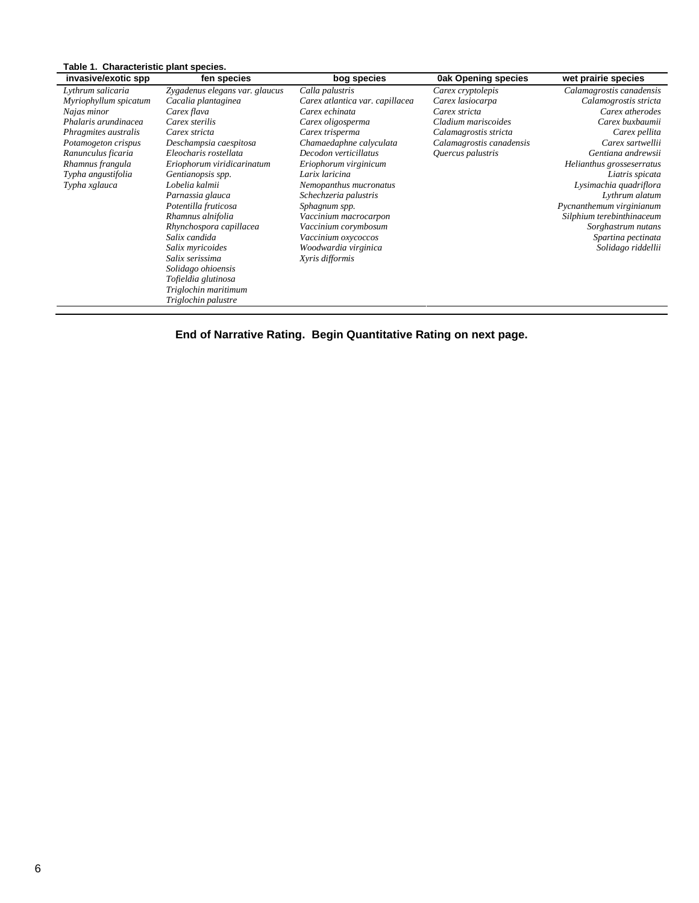**Table 1. Characteristic plant species.**

| invasive/exotic spp | fen species | bog species | 0ak Opening species | wet prairie species |
|---|---|---|---|---|
| *Lythrum salicaria* | *Zygadenus elegans var. glaucus* | *Calla palustris* | *Carex cryptolepis* | *Calamagrostis canadensis* |
| *Myriophyllum spicatum* | *Cacalia plantaginea* | *Carex atlantica var. capillacea* | *Carex lasiocarpa* | *Calamogrostis stricta* |
| *Najas minor* | *Carex flava* | *Carex echinata* | *Carex stricta* | *Carex atherodes* |
| *Phalaris arundinacea* | *Carex sterilis* | *Carex oligosperma* | *Cladium mariscoides* | *Carex buxbaumii* |
| *Phragmites australis* | *Carex stricta* | *Carex trisperma* | *Calamagrostis stricta* | *Carex pellita* |
| *Potamogeton crispus* | *Deschampsia caespitosa* | *Chamaedaphne calyculata* | *Calamagrostis canadensis* | *Carex sartwellii* |
| *Ranunculus ficaria* | *Eleocharis rostellata* | *Decodon verticillatus* | *Quercus palustris* | *Gentiana andrewsii* |
| *Rhamnus frangula* | *Eriophorum viridicarinatum* | *Eriophorum virginicum* | | *Helianthus grosseserratus* |
| *Typha angustifolia* | *Gentianopsis spp.* | *Larix laricina* | | *Liatris spicata* |
| *Typha xglauca* | *Lobelia kalmii* | *Nemopanthus mucronatus* | | *Lysimachia quadriflora* |
| | *Parnassia glauca* | *Schechzeria palustris* | | *Lythrum alatum* |
| | *Potentilla fruticosa* | *Sphagnum spp.* | | *Pycnanthemum virginianum* |
| | *Rhamnus alnifolia* | *Vaccinium macrocarpon* | | *Silphium terebinthinaceum* |
| | *Rhynchospora capillacea* | *Vaccinium corymbosum* | | *Sorghastrum nutans* |
| | *Salix candida* | *Vaccinium oxycoccos* | | *Spartina pectinata* |
| | *Salix myricoides* | *Woodwardia virginica* | | *Solidago riddellii* |
| | *Salix serissima* | *Xyris difformis* | | |
| | *Solidago ohioensis* | | | |
| | *Tofieldia glutinosa* | | | |
| | *Triglochin maritimum* | | | |
| | *Triglochin palustre* | | | |

**End of Narrative Rating. Begin Quantitative Rating on next page.**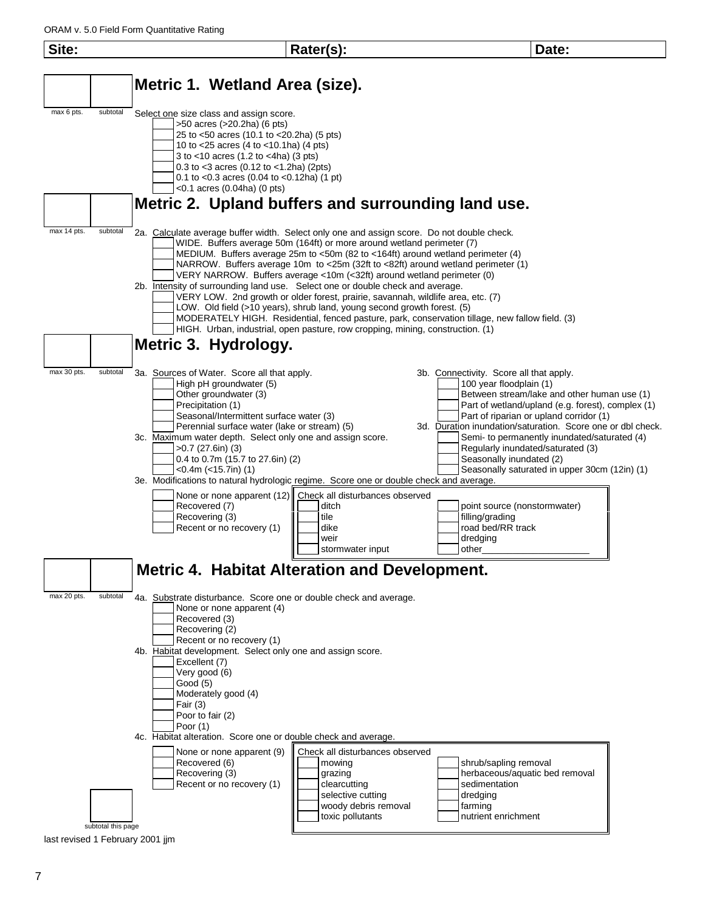ORAM v. 5.0 Field Form Quantitative Rating

| Site: | Rater(s): | Date: |
|---|---|---|
| | | |

## Metric 1. Wetland Area (size).

max 6 pts. | subtotal

Select one size class and assign score.

- [ ] >50 acres (>20.2ha) (6 pts)
- [ ] 25 to <50 acres (10.1 to <20.2ha) (5 pts)
- [ ] 10 to <25 acres (4 to <10.1ha) (4 pts)
- [ ] 3 to <10 acres (1.2 to <4ha) (3 pts)
- [ ] 0.3 to <3 acres (0.12 to <1.2ha) (2pts)
- [ ] 0.1 to <0.3 acres (0.04 to <0.12ha) (1 pt)
- [ ] <0.1 acres (0.04ha) (0 pts)

## Metric 2. Upland buffers and surrounding land use.

max 14 pts. | subtotal

2a. Calculate average buffer width. Select only one and assign score. Do not double check.

- [ ] WIDE. Buffers average 50m (164ft) or more around wetland perimeter (7)
- [ ] MEDIUM. Buffers average 25m to <50m (82 to <164ft) around wetland perimeter (4)
- [ ] NARROW. Buffers average 10m to <25m (32ft to <82ft) around wetland perimeter (1)
- [ ] VERY NARROW. Buffers average <10m (<32ft) around wetland perimeter (0)

2b. Intensity of surrounding land use. Select one or double check and average.

- [ ] VERY LOW. 2nd growth or older forest, prairie, savannah, wildlife area, etc. (7)
- [ ] LOW. Old field (>10 years), shrub land, young second growth forest. (5)
- [ ] MODERATELY HIGH. Residential, fenced pasture, park, conservation tillage, new fallow field. (3)
- [ ] HIGH. Urban, industrial, open pasture, row cropping, mining, construction. (1)

## Metric 3. Hydrology.

max 30 pts. | subtotal

3a. Sources of Water. Score all that apply.

- [ ] High pH groundwater (5)
- [ ] Other groundwater (3)
- [ ] Precipitation (1)
- [ ] Seasonal/Intermittent surface water (3)
- [ ] Perennial surface water (lake or stream) (5)

3b. Connectivity. Score all that apply.

- [ ] 100 year floodplain (1)
- [ ] Between stream/lake and other human use (1)
- [ ] Part of wetland/upland (e.g. forest), complex (1)
- [ ] Part of riparian or upland corridor (1)

3c. Maximum water depth. Select only one and assign score.

- [ ] >0.7 (27.6in) (3)
- [ ] 0.4 to 0.7m (15.7 to 27.6in) (2)
- [ ] <0.4m (<15.7in) (1)

3d. Duration inundation/saturation. Score one or dbl check.

- [ ] Semi- to permanently inundated/saturated (4)
- [ ] Regularly inundated/saturated (3)
- [ ] Seasonally inundated (2)
- [ ] Seasonally saturated in upper 30cm (12in) (1)

3e. Modifications to natural hydrologic regime. Score one or double check and average.

- [ ] None or none apparent (12)
- [ ] Recovered (7)
- [ ] Recovering (3)
- [ ] Recent or no recovery (1)

Check all disturbances observed

- [ ] ditch
- [ ] tile
- [ ] dike
- [ ] weir
- [ ] stormwater input
- [ ] point source (nonstormwater)
- [ ] filling/grading
- [ ] road bed/RR track
- [ ] dredging
- [ ] other_____________________

## Metric 4. Habitat Alteration and Development.

max 20 pts. | subtotal

4a. Substrate disturbance. Score one or double check and average.

- [ ] None or none apparent (4)
- [ ] Recovered (3)
- [ ] Recovering (2)
- [ ] Recent or no recovery (1)

4b. Habitat development. Select only one and assign score.

- [ ] Excellent (7)
- [ ] Very good (6)
- [ ] Good (5)
- [ ] Moderately good (4)
- [ ] Fair (3)
- [ ] Poor to fair (2)
- [ ] Poor (1)

4c. Habitat alteration. Score one or double check and average.

- [ ] None or none apparent (9)
- [ ] Recovered (6)
- [ ] Recovering (3)
- [ ] Recent or no recovery (1)

Check all disturbances observed

- [ ] mowing
- [ ] grazing
- [ ] clearcutting
- [ ] selective cutting
- [ ] woody debris removal
- [ ] toxic pollutants
- [ ] shrub/sapling removal
- [ ] herbaceous/aquatic bed removal
- [ ] sedimentation
- [ ] dredging
- [ ] farming
- [ ] nutrient enrichment

subtotal this page

last revised 1 February 2001 jjm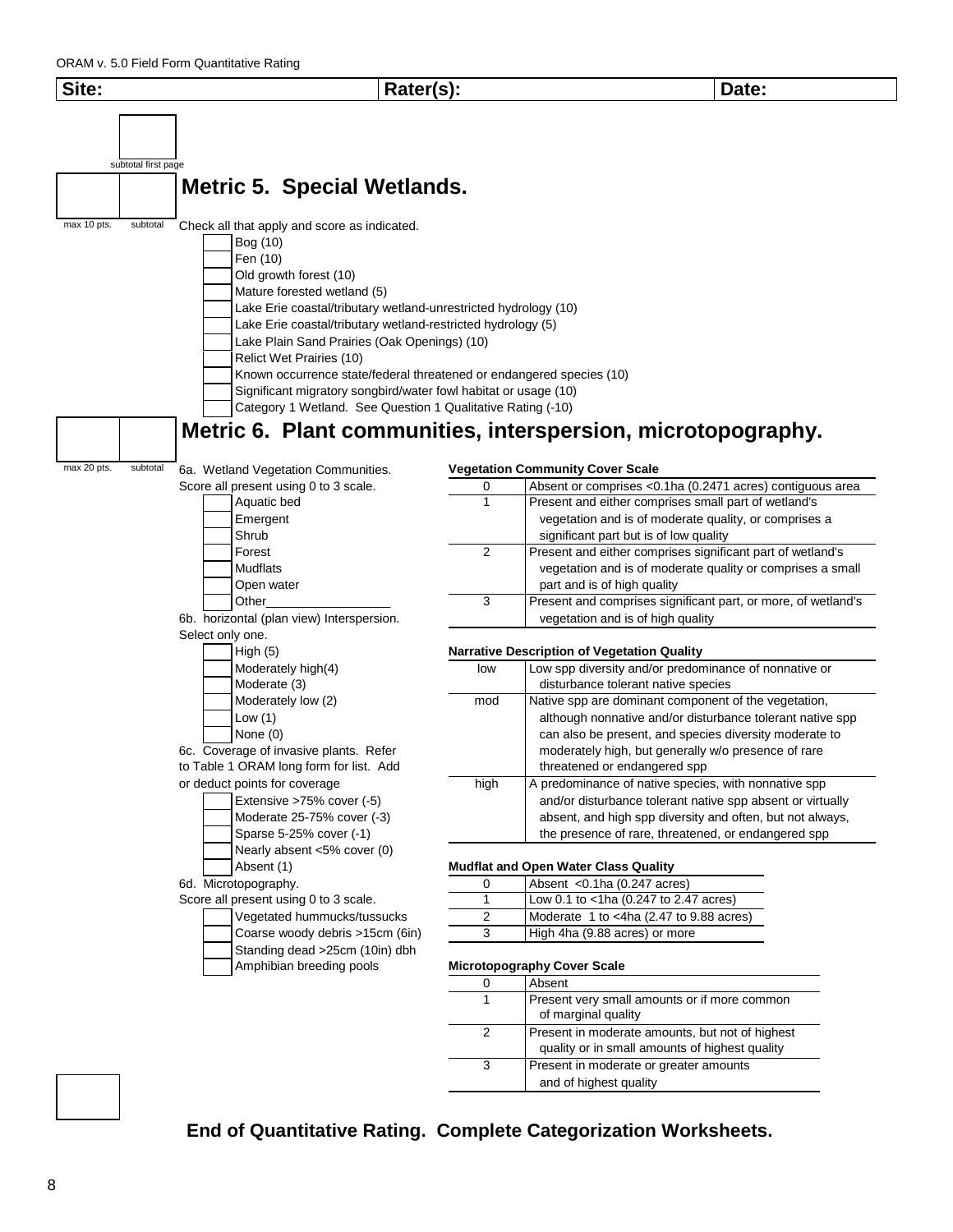ORAM v. 5.0 Field Form Quantitative Rating

| Site: | Rater(s): | Date: |
|---|---|---|

subtotal first page

## Metric 5. Special Wetlands.

max 10 pts. | subtotal

Check all that apply and score as indicated.

- Bog (10)
- Fen (10)
- Old growth forest (10)
- Mature forested wetland (5)
- Lake Erie coastal/tributary wetland-unrestricted hydrology (10)
- Lake Erie coastal/tributary wetland-restricted hydrology (5)
- Lake Plain Sand Prairies (Oak Openings) (10)
- Relict Wet Prairies (10)
- Known occurrence state/federal threatened or endangered species (10)
- Significant migratory songbird/water fowl habitat or usage (10)
- Category 1 Wetland. See Question 1 Qualitative Rating (-10)

## Metric 6. Plant communities, interspersion, microtopography.

max 20 pts. | subtotal

6a. Wetland Vegetation Communities.
Score all present using 0 to 3 scale.

- Aquatic bed
- Emergent
- Shrub
- Forest
- Mudflats
- Open water
- Other__________________

6b. horizontal (plan view) Interspersion.
Select only one.

- High (5)
- Moderately high(4)
- Moderate (3)
- Moderately low (2)
- Low (1)
- None (0)

6c. Coverage of invasive plants. Refer to Table 1 ORAM long form for list. Add or deduct points for coverage

- Extensive >75% cover (-5)
- Moderate 25-75% cover (-3)
- Sparse 5-25% cover (-1)
- Nearly absent <5% cover (0)
- Absent (1)

6d. Microtopography.
Score all present using 0 to 3 scale.

- Vegetated hummucks/tussucks
- Coarse woody debris >15cm (6in)
- Standing dead >25cm (10in) dbh
- Amphibian breeding pools

**Vegetation Community Cover Scale**

| | |
|---|---|
| 0 | Absent or comprises <0.1ha (0.2471 acres) contiguous area |
| 1 | Present and either comprises small part of wetland's vegetation and is of moderate quality, or comprises a significant part but is of low quality |
| 2 | Present and either comprises significant part of wetland's vegetation and is of moderate quality or comprises a small part and is of high quality |
| 3 | Present and comprises significant part, or more, of wetland's vegetation and is of high quality |

**Narrative Description of Vegetation Quality**

| | |
|---|---|
| low | Low spp diversity and/or predominance of nonnative or disturbance tolerant native species |
| mod | Native spp are dominant component of the vegetation, although nonnative and/or disturbance tolerant native spp can also be present, and species diversity moderate to moderately high, but generally w/o presence of rare threatened or endangered spp |
| high | A predominance of native species, with nonnative spp and/or disturbance tolerant native spp absent or virtually absent, and high spp diversity and often, but not always, the presence of rare, threatened, or endangered spp |

**Mudflat and Open Water Class Quality**

| | |
|---|---|
| 0 | Absent <0.1ha (0.247 acres) |
| 1 | Low 0.1 to <1ha (0.247 to 2.47 acres) |
| 2 | Moderate 1 to <4ha (2.47 to 9.88 acres) |
| 3 | High 4ha (9.88 acres) or more |

**Microtopography Cover Scale**

| | |
|---|---|
| 0 | Absent |
| 1 | Present very small amounts or if more common of marginal quality |
| 2 | Present in moderate amounts, but not of highest quality or in small amounts of highest quality |
| 3 | Present in moderate or greater amounts and of highest quality |

**End of Quantitative Rating. Complete Categorization Worksheets.**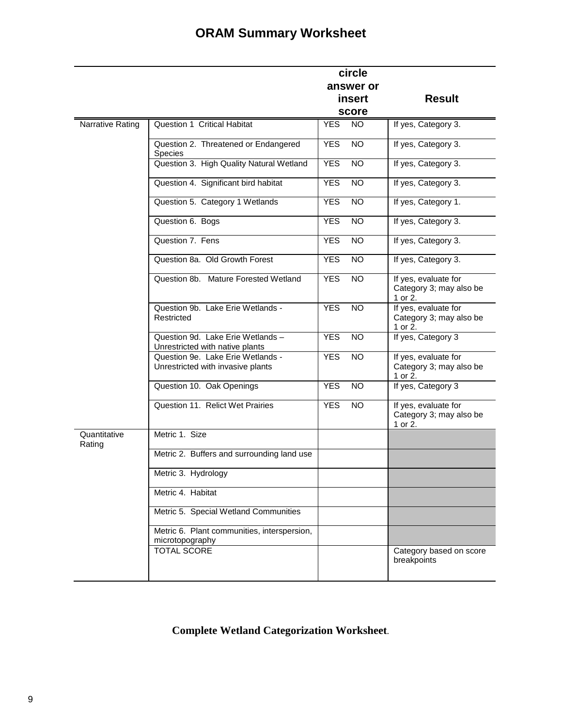# ORAM Summary Worksheet

| | | circle answer or insert score | Result |
|---|---|---|---|
| Narrative Rating | Question 1 Critical Habitat | YES NO | If yes, Category 3. |
| | Question 2. Threatened or Endangered Species | YES NO | If yes, Category 3. |
| | Question 3. High Quality Natural Wetland | YES NO | If yes, Category 3. |
| | Question 4. Significant bird habitat | YES NO | If yes, Category 3. |
| | Question 5. Category 1 Wetlands | YES NO | If yes, Category 1. |
| | Question 6. Bogs | YES NO | If yes, Category 3. |
| | Question 7. Fens | YES NO | If yes, Category 3. |
| | Question 8a. Old Growth Forest | YES NO | If yes, Category 3. |
| | Question 8b. Mature Forested Wetland | YES NO | If yes, evaluate for Category 3; may also be 1 or 2. |
| | Question 9b. Lake Erie Wetlands - Restricted | YES NO | If yes, evaluate for Category 3; may also be 1 or 2. |
| | Question 9d. Lake Erie Wetlands – Unrestricted with native plants | YES NO | If yes, Category 3 |
| | Question 9e. Lake Erie Wetlands - Unrestricted with invasive plants | YES NO | If yes, evaluate for Category 3; may also be 1 or 2. |
| | Question 10. Oak Openings | YES NO | If yes, Category 3 |
| | Question 11. Relict Wet Prairies | YES NO | If yes, evaluate for Category 3; may also be 1 or 2. |
| Quantitative Rating | Metric 1. Size | | |
| | Metric 2. Buffers and surrounding land use | | |
| | Metric 3. Hydrology | | |
| | Metric 4. Habitat | | |
| | Metric 5. Special Wetland Communities | | |
| | Metric 6. Plant communities, interspersion, microtopography | | |
| | TOTAL SCORE | | Category based on score breakpoints |

**Complete Wetland Categorization Worksheet**.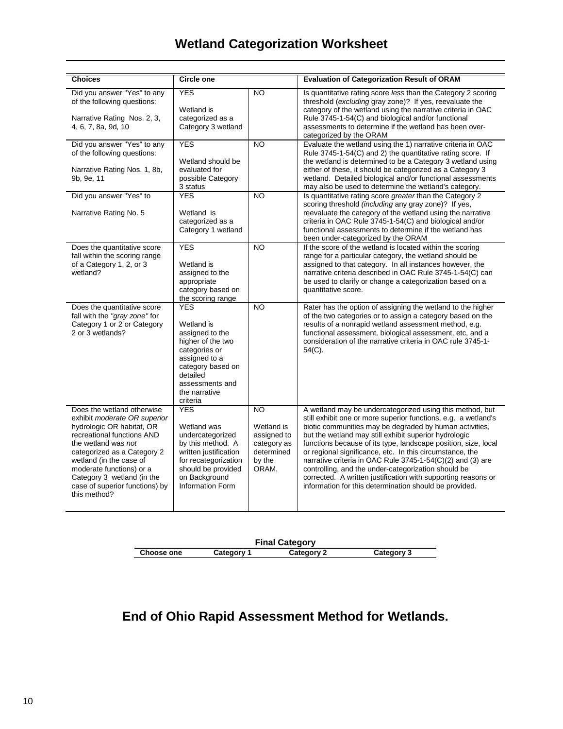# Wetland Categorization Worksheet

| Choices | Circle one | | Evaluation of Categorization Result of ORAM |
|---|---|---|---|
| Did you answer "Yes" to any of the following questions: Narrative Rating Nos. 2, 3, 4, 6, 7, 8a, 9d, 10 | YES Wetland is categorized as a Category 3 wetland | NO | Is quantitative rating score *less* than the Category 2 scoring threshold (*excluding* gray zone)? If yes, reevaluate the category of the wetland using the narrative criteria in OAC Rule 3745-1-54(C) and biological and/or functional assessments to determine if the wetland has been over-categorized by the ORAM |
| Did you answer "Yes" to any of the following questions: Narrative Rating Nos. 1, 8b, 9b, 9e, 11 | YES Wetland should be evaluated for possible Category 3 status | NO | Evaluate the wetland using the 1) narrative criteria in OAC Rule 3745-1-54(C) and 2) the quantitative rating score. If the wetland is determined to be a Category 3 wetland using either of these, it should be categorized as a Category 3 wetland. Detailed biological and/or functional assessments may also be used to determine the wetland's category. |
| Did you answer "Yes" to Narrative Rating No. 5 | YES Wetland is categorized as a Category 1 wetland | NO | Is quantitative rating score *greater* than the Category 2 scoring threshold *(including* any gray zone)? If yes, reevaluate the category of the wetland using the narrative criteria in OAC Rule 3745-1-54(C) and biological and/or functional assessments to determine if the wetland has been under-categorized by the ORAM |
| Does the quantitative score fall within the scoring range of a Category 1, 2, or 3 wetland? | YES Wetland is assigned to the appropriate category based on the scoring range | NO | If the score of the wetland is located within the scoring range for a particular category, the wetland should be assigned to that category. In all instances however, the narrative criteria described in OAC Rule 3745-1-54(C) can be used to clarify or change a categorization based on a quantitative score. |
| Does the quantitative score fall with the *"gray zone"* for Category 1 or 2 or Category 2 or 3 wetlands? | YES Wetland is assigned to the higher of the two categories or assigned to a category based on detailed assessments and the narrative criteria | NO | Rater has the option of assigning the wetland to the higher of the two categories or to assign a category based on the results of a nonrapid wetland assessment method, e.g. functional assessment, biological assessment, etc, and a consideration of the narrative criteria in OAC rule 3745-1-54(C). |
| Does the wetland otherwise exhibit *moderate OR superior* hydrologic OR habitat, OR recreational functions AND the wetland was *not* categorized as a Category 2 wetland (in the case of moderate functions) or a Category 3 wetland (in the case of superior functions) by this method? | YES Wetland was undercategorized by this method. A written justification for recategorization should be provided on Background Information Form | NO Wetland is assigned to category as determined by the ORAM. | A wetland may be undercategorized using this method, but still exhibit one or more superior functions, e.g. a wetland's biotic communities may be degraded by human activities, but the wetland may still exhibit superior hydrologic functions because of its type, landscape position, size, local or regional significance, etc. In this circumstance, the narrative criteria in OAC Rule 3745-1-54(C)(2) and (3) are controlling, and the under-categorization should be corrected. A written justification with supporting reasons or information for this determination should be provided. |

| Final Category | | | |
|---|---|---|---|
| **Choose one** | **Category 1** | **Category 2** | **Category 3** |

## End of Ohio Rapid Assessment Method for Wetlands.